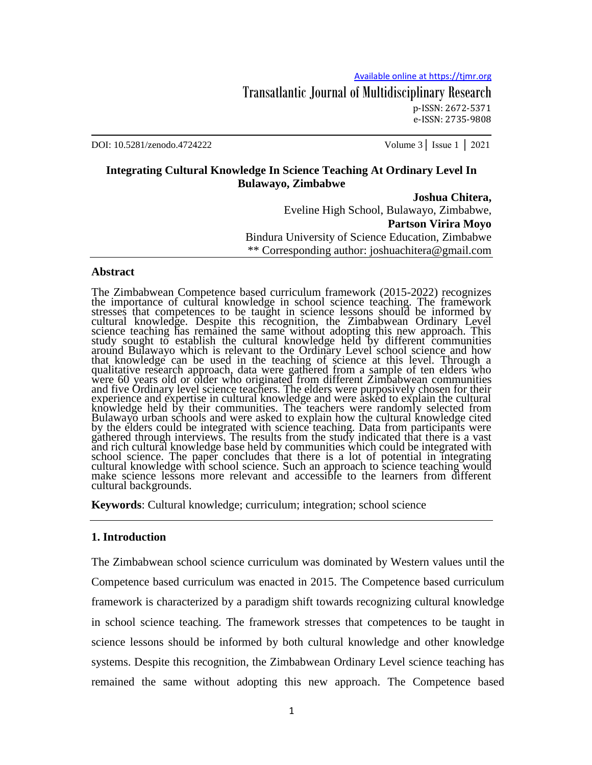# Integrating Cultural Knowledge In Science Teaching At Ordinary Level In Bulawayo, Zimbabwe

**Joshua Chitera,**
Eveline High School, Bulawayo, Zimbabwe,
**Partson Virira Moyo**
Bindura University of Science Education, Zimbabwe
** Corresponding author: joshuachitera@gmail.com

## Abstract

The Zimbabwean Competence based curriculum framework (2015-2022) recognizes the importance of cultural knowledge in school science teaching. The framework stresses that competences to be taught in science lessons should be informed by cultural knowledge. Despite this recognition, the Zimbabwean Ordinary Level science teaching has remained the same without adopting this new approach. This study sought to establish the cultural knowledge held by different communities around Bulawayo which is relevant to the Ordinary Level school science and how that knowledge can be used in the teaching of science at this level. Through a qualitative research approach, data were gathered from a sample of ten elders who were 60 years old or older who originated from different Zimbabwean communities and five Ordinary level science teachers. The elders were purposively chosen for their experience and expertise in cultural knowledge and were asked to explain the cultural knowledge held by their communities. The teachers were randomly selected from Bulawayo urban schools and were asked to explain how the cultural knowledge cited by the elders could be integrated with science teaching. Data from participants were gathered through interviews. The results from the study indicated that there is a vast and rich cultural knowledge base held by communities which could be integrated with school science. The paper concludes that there is a lot of potential in integrating cultural knowledge with school science. Such an approach to science teaching would make science lessons more relevant and accessible to the learners from different cultural backgrounds.

**Keywords**: Cultural knowledge; curriculum; integration; school science

## 1. Introduction

The Zimbabwean school science curriculum was dominated by Western values until the Competence based curriculum was enacted in 2015. The Competence based curriculum framework is characterized by a paradigm shift towards recognizing cultural knowledge in school science teaching. The framework stresses that competences to be taught in science lessons should be informed by both cultural knowledge and other knowledge systems. Despite this recognition, the Zimbabwean Ordinary Level science teaching has remained the same without adopting this new approach. The Competence based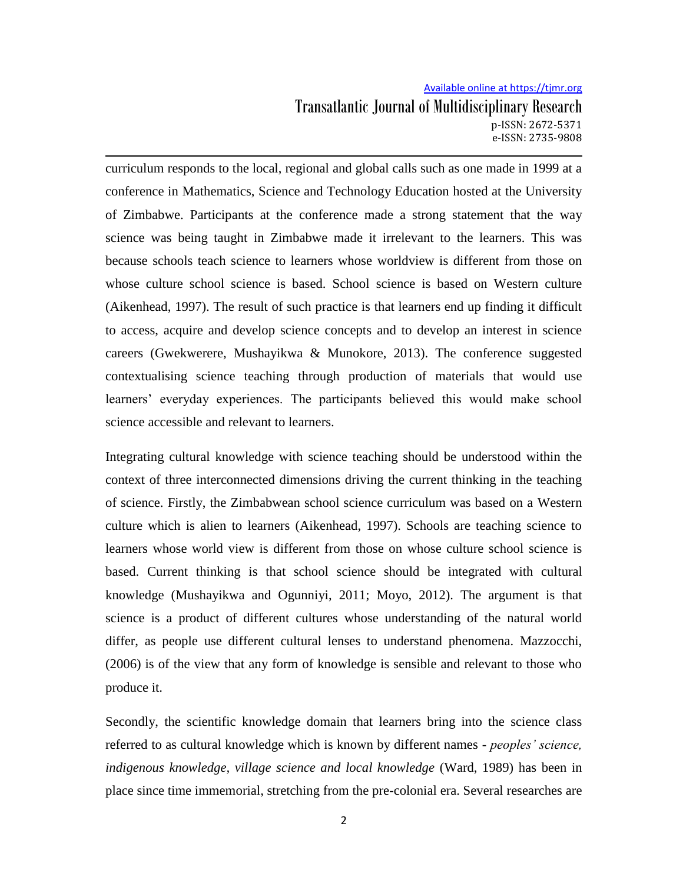curriculum responds to the local, regional and global calls such as one made in 1999 at a conference in Mathematics, Science and Technology Education hosted at the University of Zimbabwe. Participants at the conference made a strong statement that the way science was being taught in Zimbabwe made it irrelevant to the learners. This was because schools teach science to learners whose worldview is different from those on whose culture school science is based. School science is based on Western culture (Aikenhead, 1997). The result of such practice is that learners end up finding it difficult to access, acquire and develop science concepts and to develop an interest in science careers (Gwekwerere, Mushayikwa & Munokore, 2013). The conference suggested contextualising science teaching through production of materials that would use learners' everyday experiences. The participants believed this would make school science accessible and relevant to learners.

Integrating cultural knowledge with science teaching should be understood within the context of three interconnected dimensions driving the current thinking in the teaching of science. Firstly, the Zimbabwean school science curriculum was based on a Western culture which is alien to learners (Aikenhead, 1997). Schools are teaching science to learners whose world view is different from those on whose culture school science is based. Current thinking is that school science should be integrated with cultural knowledge (Mushayikwa and Ogunniyi, 2011; Moyo, 2012). The argument is that science is a product of different cultures whose understanding of the natural world differ, as people use different cultural lenses to understand phenomena. Mazzocchi, (2006) is of the view that any form of knowledge is sensible and relevant to those who produce it.

Secondly, the scientific knowledge domain that learners bring into the science class referred to as cultural knowledge which is known by different names - *peoples' science, indigenous knowledge, village science and local knowledge* (Ward, 1989) has been in place since time immemorial, stretching from the pre-colonial era. Several researches are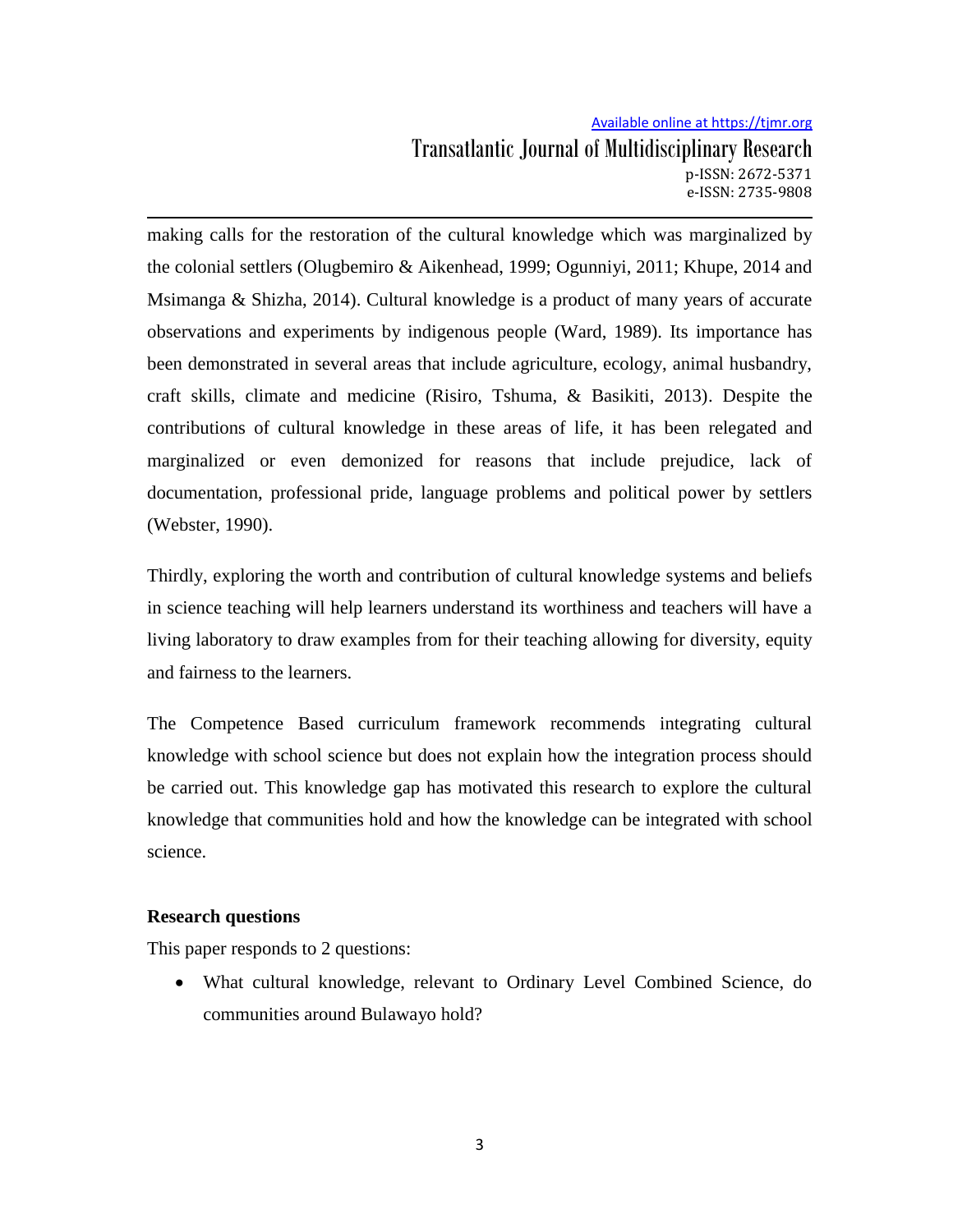making calls for the restoration of the cultural knowledge which was marginalized by the colonial settlers (Olugbemiro & Aikenhead, 1999; Ogunniyi, 2011; Khupe, 2014 and Msimanga & Shizha, 2014). Cultural knowledge is a product of many years of accurate observations and experiments by indigenous people (Ward, 1989). Its importance has been demonstrated in several areas that include agriculture, ecology, animal husbandry, craft skills, climate and medicine (Risiro, Tshuma, & Basikiti, 2013). Despite the contributions of cultural knowledge in these areas of life, it has been relegated and marginalized or even demonized for reasons that include prejudice, lack of documentation, professional pride, language problems and political power by settlers (Webster, 1990).

Thirdly, exploring the worth and contribution of cultural knowledge systems and beliefs in science teaching will help learners understand its worthiness and teachers will have a living laboratory to draw examples from for their teaching allowing for diversity, equity and fairness to the learners.

The Competence Based curriculum framework recommends integrating cultural knowledge with school science but does not explain how the integration process should be carried out. This knowledge gap has motivated this research to explore the cultural knowledge that communities hold and how the knowledge can be integrated with school science.

**Research questions**

This paper responds to 2 questions:

- What cultural knowledge, relevant to Ordinary Level Combined Science, do communities around Bulawayo hold?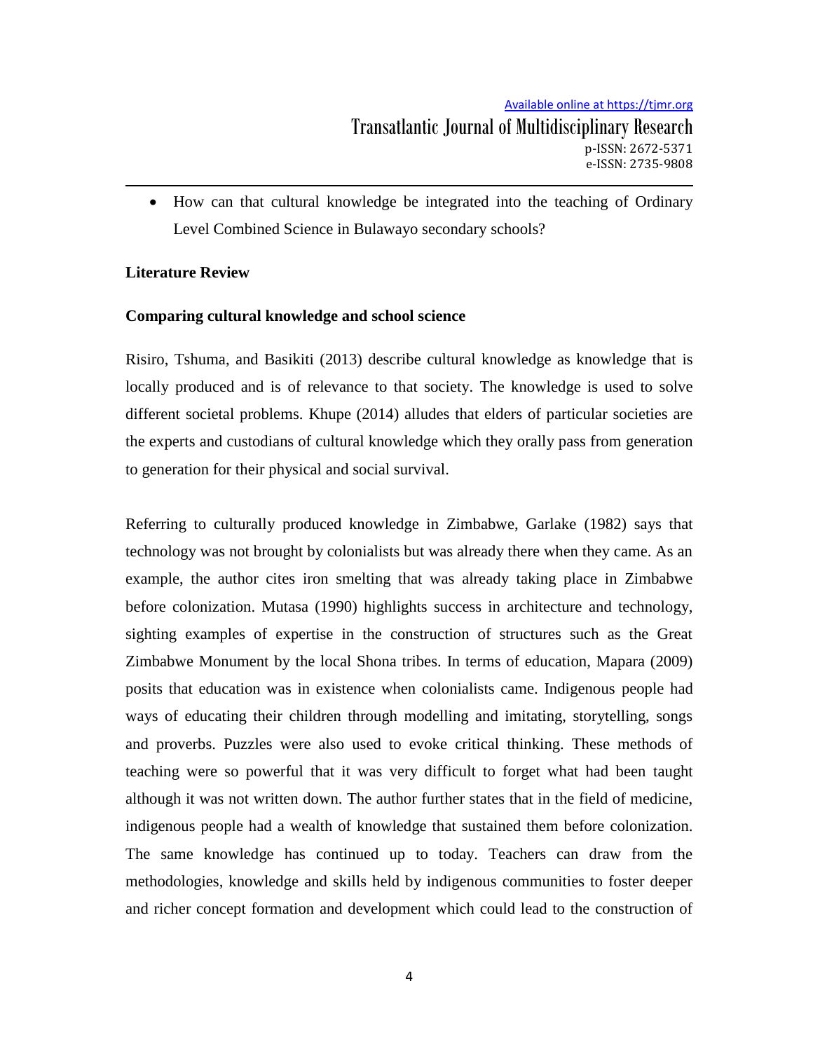- How can that cultural knowledge be integrated into the teaching of Ordinary Level Combined Science in Bulawayo secondary schools?

## Literature Review

### Comparing cultural knowledge and school science

Risiro, Tshuma, and Basikiti (2013) describe cultural knowledge as knowledge that is locally produced and is of relevance to that society. The knowledge is used to solve different societal problems. Khupe (2014) alludes that elders of particular societies are the experts and custodians of cultural knowledge which they orally pass from generation to generation for their physical and social survival.

Referring to culturally produced knowledge in Zimbabwe, Garlake (1982) says that technology was not brought by colonialists but was already there when they came. As an example, the author cites iron smelting that was already taking place in Zimbabwe before colonization. Mutasa (1990) highlights success in architecture and technology, sighting examples of expertise in the construction of structures such as the Great Zimbabwe Monument by the local Shona tribes. In terms of education, Mapara (2009) posits that education was in existence when colonialists came. Indigenous people had ways of educating their children through modelling and imitating, storytelling, songs and proverbs. Puzzles were also used to evoke critical thinking. These methods of teaching were so powerful that it was very difficult to forget what had been taught although it was not written down. The author further states that in the field of medicine, indigenous people had a wealth of knowledge that sustained them before colonization. The same knowledge has continued up to today. Teachers can draw from the methodologies, knowledge and skills held by indigenous communities to foster deeper and richer concept formation and development which could lead to the construction of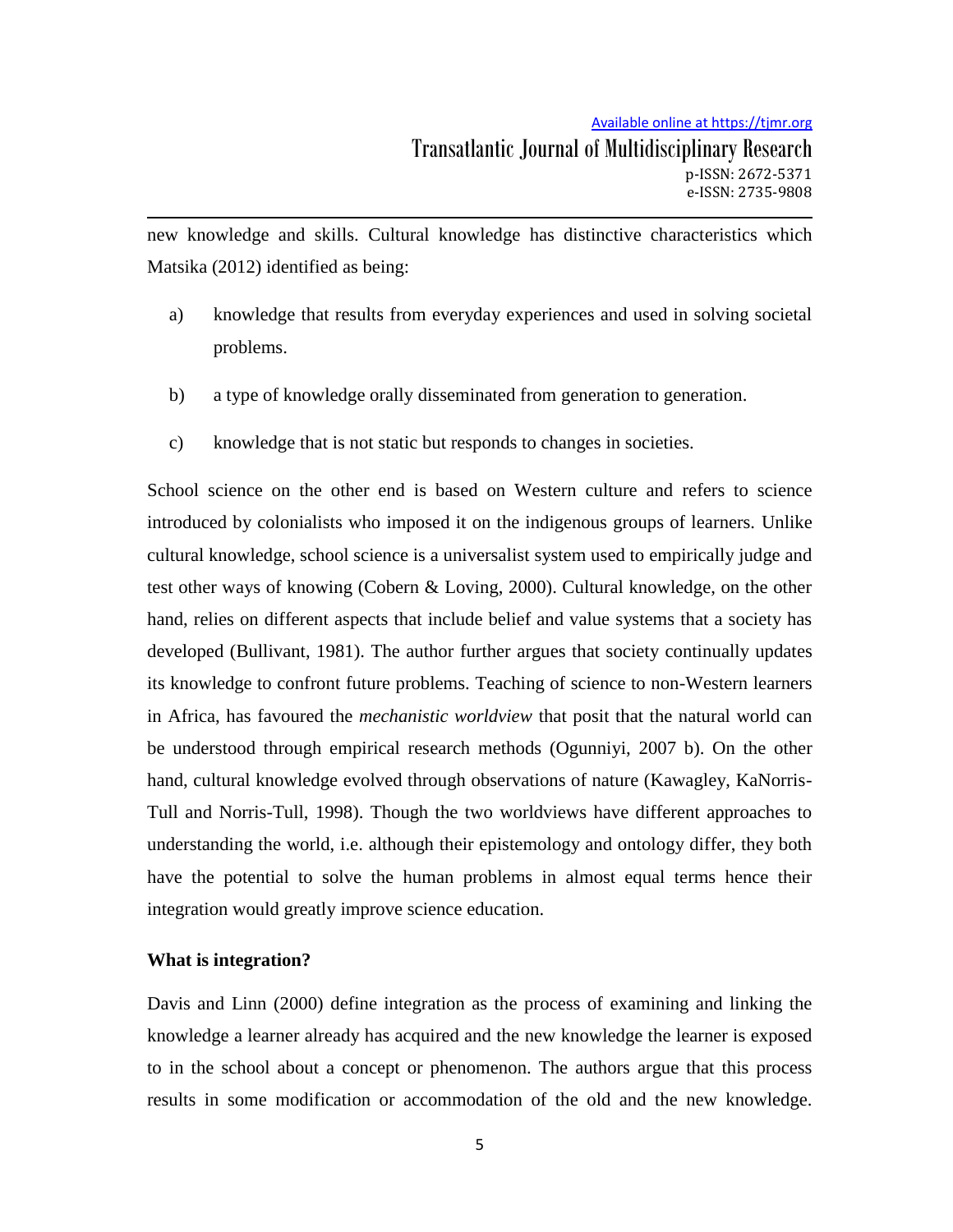new knowledge and skills. Cultural knowledge has distinctive characteristics which Matsika (2012) identified as being:

a) knowledge that results from everyday experiences and used in solving societal problems.

b) a type of knowledge orally disseminated from generation to generation.

c) knowledge that is not static but responds to changes in societies.

School science on the other end is based on Western culture and refers to science introduced by colonialists who imposed it on the indigenous groups of learners. Unlike cultural knowledge, school science is a universalist system used to empirically judge and test other ways of knowing (Cobern & Loving, 2000). Cultural knowledge, on the other hand, relies on different aspects that include belief and value systems that a society has developed (Bullivant, 1981). The author further argues that society continually updates its knowledge to confront future problems. Teaching of science to non-Western learners in Africa, has favoured the *mechanistic worldview* that posit that the natural world can be understood through empirical research methods (Ogunniyi, 2007 b). On the other hand, cultural knowledge evolved through observations of nature (Kawagley, KaNorris-Tull and Norris-Tull, 1998). Though the two worldviews have different approaches to understanding the world, i.e. although their epistemology and ontology differ, they both have the potential to solve the human problems in almost equal terms hence their integration would greatly improve science education.

**What is integration?**

Davis and Linn (2000) define integration as the process of examining and linking the knowledge a learner already has acquired and the new knowledge the learner is exposed to in the school about a concept or phenomenon. The authors argue that this process results in some modification or accommodation of the old and the new knowledge.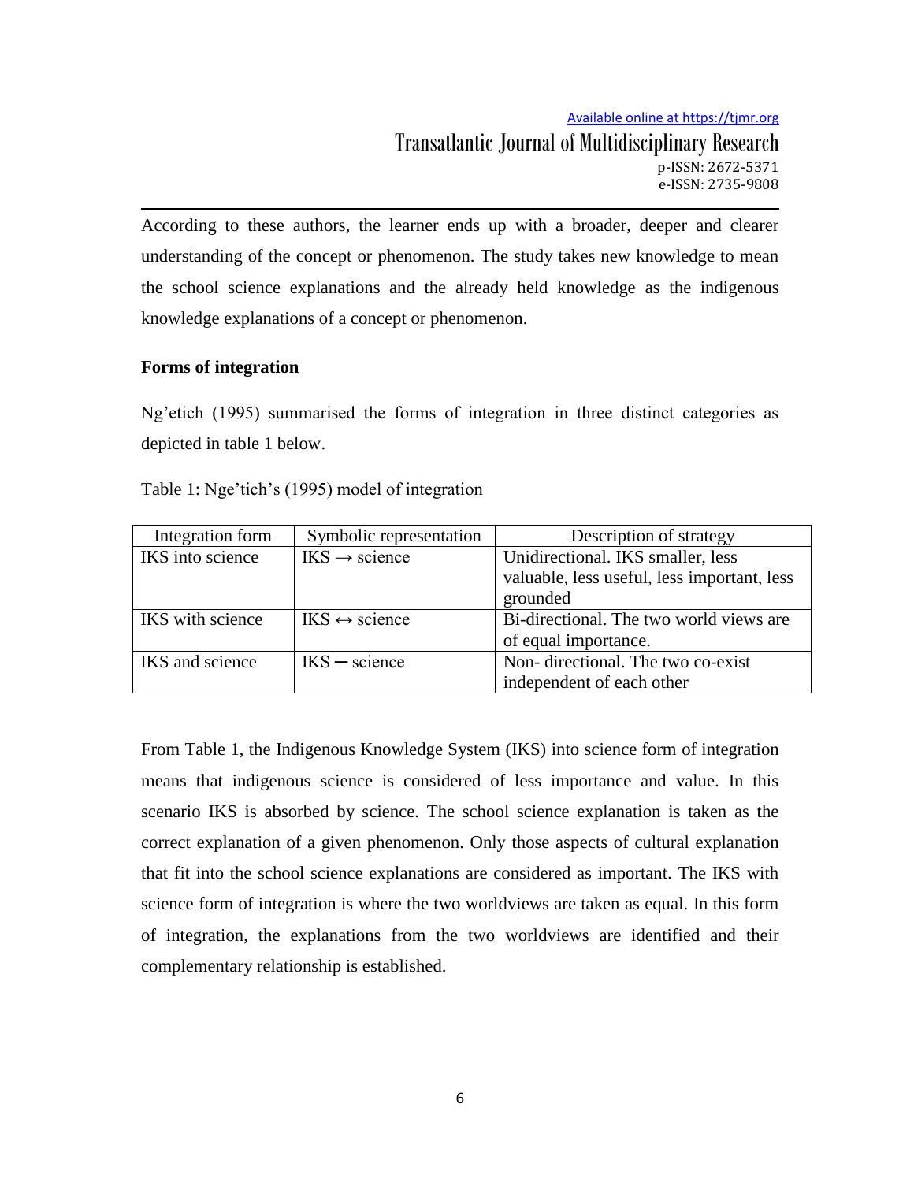According to these authors, the learner ends up with a broader, deeper and clearer understanding of the concept or phenomenon. The study takes new knowledge to mean the school science explanations and the already held knowledge as the indigenous knowledge explanations of a concept or phenomenon.

**Forms of integration**

Ng'etich (1995) summarised the forms of integration in three distinct categories as depicted in table 1 below.

Table 1: Nge'tich's (1995) model of integration

| Integration form | Symbolic representation | Description of strategy |
|---|---|---|
| IKS into science | IKS → science | Unidirectional. IKS smaller, less valuable, less useful, less important, less grounded |
| IKS with science | IKS ↔ science | Bi-directional. The two world views are of equal importance. |
| IKS and science | IKS ─ science | Non- directional. The two co-exist independent of each other |

From Table 1, the Indigenous Knowledge System (IKS) into science form of integration means that indigenous science is considered of less importance and value. In this scenario IKS is absorbed by science. The school science explanation is taken as the correct explanation of a given phenomenon. Only those aspects of cultural explanation that fit into the school science explanations are considered as important. The IKS with science form of integration is where the two worldviews are taken as equal. In this form of integration, the explanations from the two worldviews are identified and their complementary relationship is established.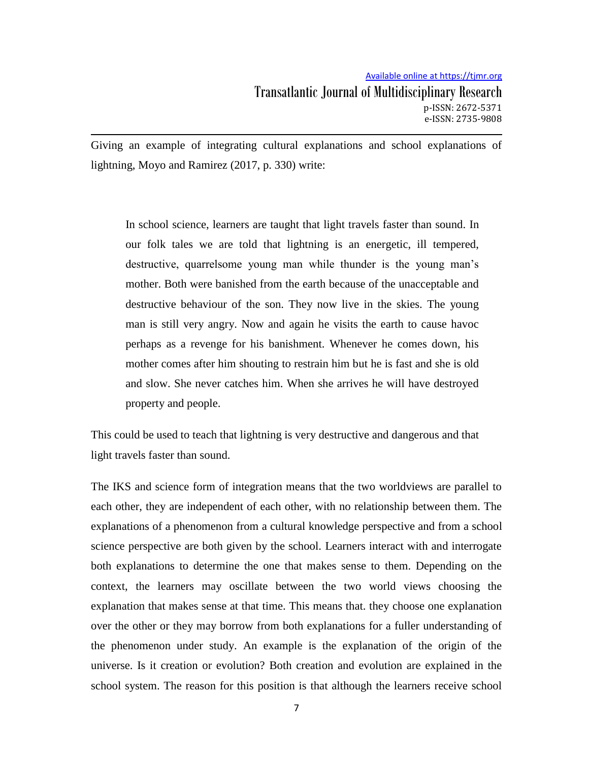Giving an example of integrating cultural explanations and school explanations of lightning, Moyo and Ramirez (2017, p. 330) write:

> In school science, learners are taught that light travels faster than sound. In our folk tales we are told that lightning is an energetic, ill tempered, destructive, quarrelsome young man while thunder is the young man's mother. Both were banished from the earth because of the unacceptable and destructive behaviour of the son. They now live in the skies. The young man is still very angry. Now and again he visits the earth to cause havoc perhaps as a revenge for his banishment. Whenever he comes down, his mother comes after him shouting to restrain him but he is fast and she is old and slow. She never catches him. When she arrives he will have destroyed property and people.

This could be used to teach that lightning is very destructive and dangerous and that light travels faster than sound.

The IKS and science form of integration means that the two worldviews are parallel to each other, they are independent of each other, with no relationship between them. The explanations of a phenomenon from a cultural knowledge perspective and from a school science perspective are both given by the school. Learners interact with and interrogate both explanations to determine the one that makes sense to them. Depending on the context, the learners may oscillate between the two world views choosing the explanation that makes sense at that time. This means that. they choose one explanation over the other or they may borrow from both explanations for a fuller understanding of the phenomenon under study. An example is the explanation of the origin of the universe. Is it creation or evolution? Both creation and evolution are explained in the school system. The reason for this position is that although the learners receive school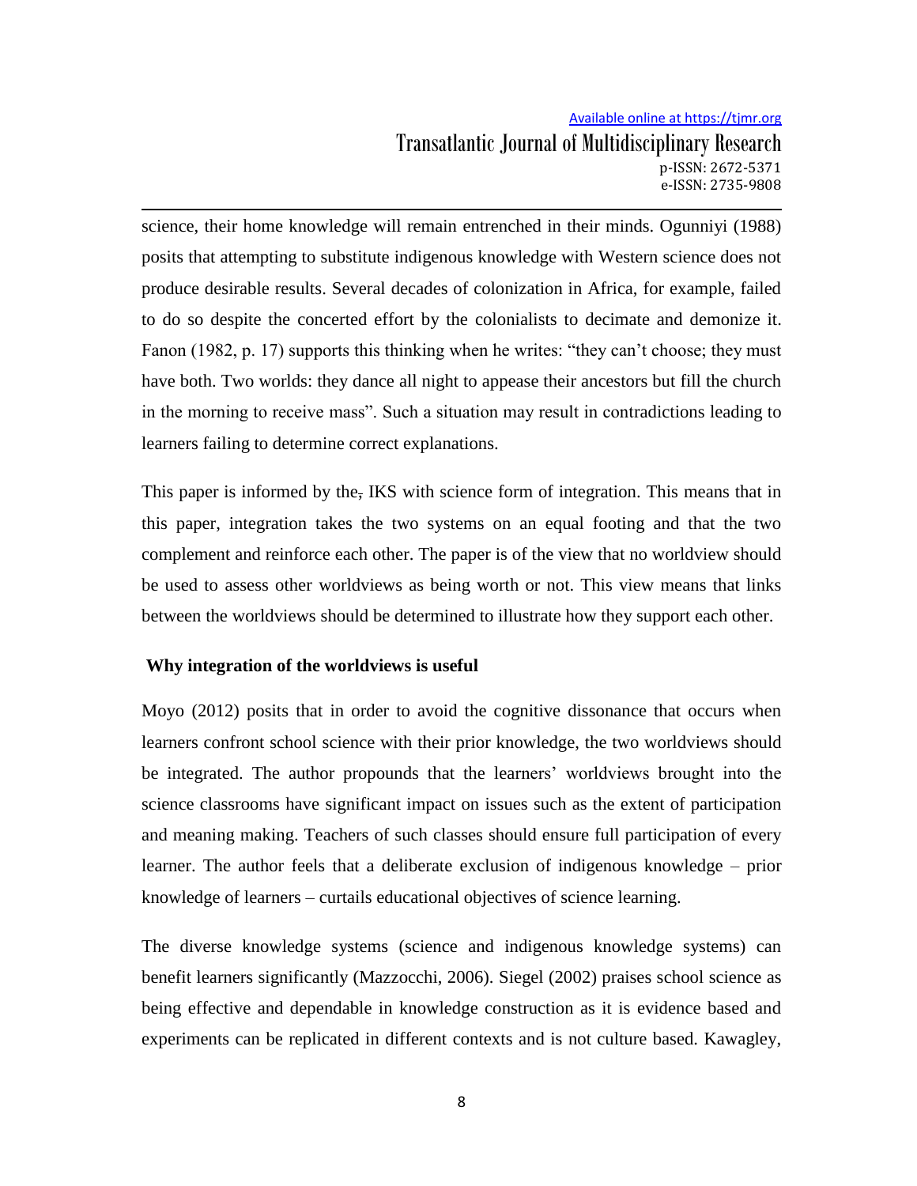science, their home knowledge will remain entrenched in their minds. Ogunniyi (1988) posits that attempting to substitute indigenous knowledge with Western science does not produce desirable results. Several decades of colonization in Africa, for example, failed to do so despite the concerted effort by the colonialists to decimate and demonize it. Fanon (1982, p. 17) supports this thinking when he writes: "they can't choose; they must have both. Two worlds: they dance all night to appease their ancestors but fill the church in the morning to receive mass". Such a situation may result in contradictions leading to learners failing to determine correct explanations.

This paper is informed by the, IKS with science form of integration. This means that in this paper, integration takes the two systems on an equal footing and that the two complement and reinforce each other. The paper is of the view that no worldview should be used to assess other worldviews as being worth or not. This view means that links between the worldviews should be determined to illustrate how they support each other.

**Why integration of the worldviews is useful**

Moyo (2012) posits that in order to avoid the cognitive dissonance that occurs when learners confront school science with their prior knowledge, the two worldviews should be integrated. The author propounds that the learners' worldviews brought into the science classrooms have significant impact on issues such as the extent of participation and meaning making. Teachers of such classes should ensure full participation of every learner. The author feels that a deliberate exclusion of indigenous knowledge – prior knowledge of learners – curtails educational objectives of science learning.

The diverse knowledge systems (science and indigenous knowledge systems) can benefit learners significantly (Mazzocchi, 2006). Siegel (2002) praises school science as being effective and dependable in knowledge construction as it is evidence based and experiments can be replicated in different contexts and is not culture based. Kawagley,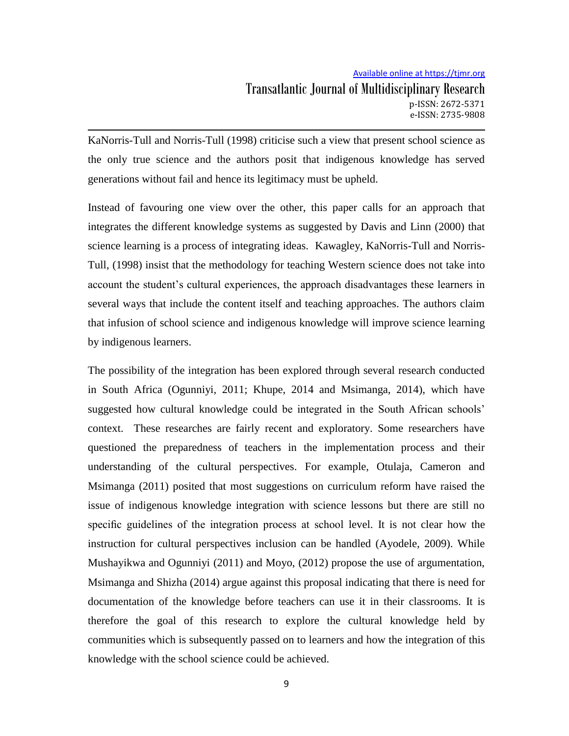KaNorris-Tull and Norris-Tull (1998) criticise such a view that present school science as the only true science and the authors posit that indigenous knowledge has served generations without fail and hence its legitimacy must be upheld.

Instead of favouring one view over the other, this paper calls for an approach that integrates the different knowledge systems as suggested by Davis and Linn (2000) that science learning is a process of integrating ideas. Kawagley, KaNorris-Tull and Norris-Tull, (1998) insist that the methodology for teaching Western science does not take into account the student's cultural experiences, the approach disadvantages these learners in several ways that include the content itself and teaching approaches. The authors claim that infusion of school science and indigenous knowledge will improve science learning by indigenous learners.

The possibility of the integration has been explored through several research conducted in South Africa (Ogunniyi, 2011; Khupe, 2014 and Msimanga, 2014), which have suggested how cultural knowledge could be integrated in the South African schools' context. These researches are fairly recent and exploratory. Some researchers have questioned the preparedness of teachers in the implementation process and their understanding of the cultural perspectives. For example, Otulaja, Cameron and Msimanga (2011) posited that most suggestions on curriculum reform have raised the issue of indigenous knowledge integration with science lessons but there are still no specific guidelines of the integration process at school level. It is not clear how the instruction for cultural perspectives inclusion can be handled (Ayodele, 2009). While Mushayikwa and Ogunniyi (2011) and Moyo, (2012) propose the use of argumentation, Msimanga and Shizha (2014) argue against this proposal indicating that there is need for documentation of the knowledge before teachers can use it in their classrooms. It is therefore the goal of this research to explore the cultural knowledge held by communities which is subsequently passed on to learners and how the integration of this knowledge with the school science could be achieved.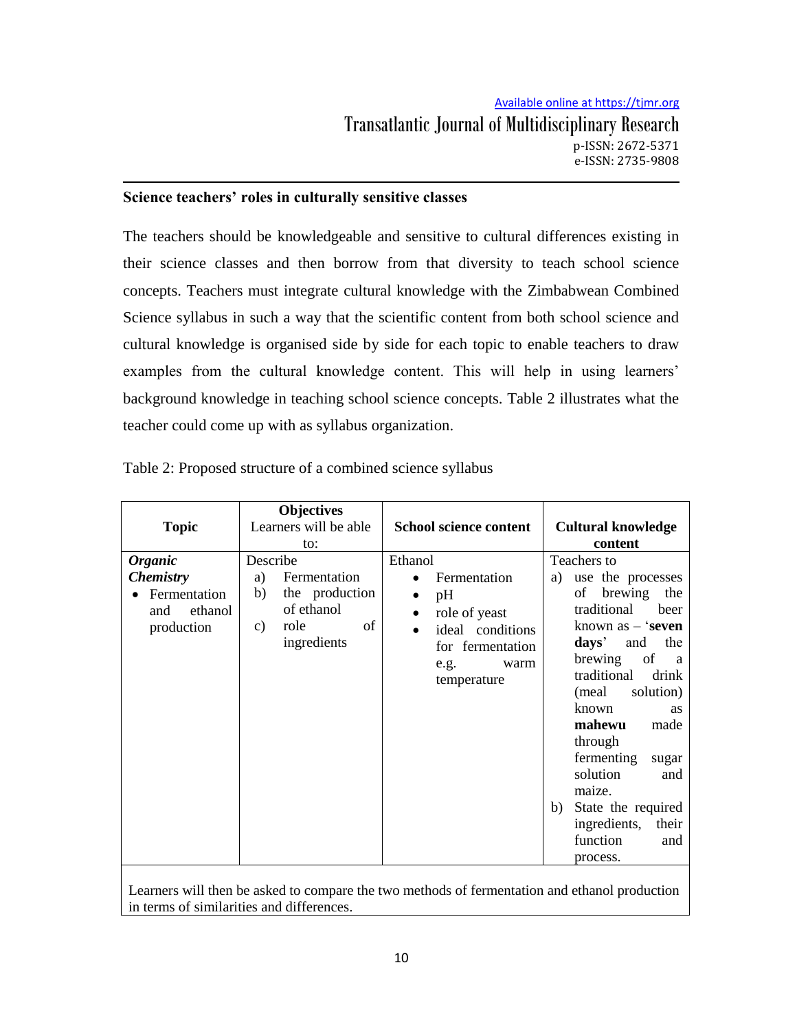### Science teachers' roles in culturally sensitive classes

The teachers should be knowledgeable and sensitive to cultural differences existing in their science classes and then borrow from that diversity to teach school science concepts. Teachers must integrate cultural knowledge with the Zimbabwean Combined Science syllabus in such a way that the scientific content from both school science and cultural knowledge is organised side by side for each topic to enable teachers to draw examples from the cultural knowledge content. This will help in using learners' background knowledge in teaching school science concepts. Table 2 illustrates what the teacher could come up with as syllabus organization.

Table 2: Proposed structure of a combined science syllabus

| Topic | Objectives<br>Learners will be able to: | School science content | Cultural knowledge content |
|---|---|---|---|
| ***Organic Chemistry***<br>• Fermentation and ethanol production | Describe<br>a) Fermentation<br>b) the production of ethanol<br>c) role of ingredients | Ethanol<br>• Fermentation<br>• pH<br>• role of yeast<br>• ideal conditions for fermentation e.g. warm temperature | Teachers to<br>a) use the processes of brewing the traditional beer known as – '**seven days**' and the brewing of a traditional drink (meal solution) known as **mahewu** made through fermenting sugar solution and maize.<br>b) State the required ingredients, their function and process. |
| Learners will then be asked to compare the two methods of fermentation and ethanol production in terms of similarities and differences. | | | |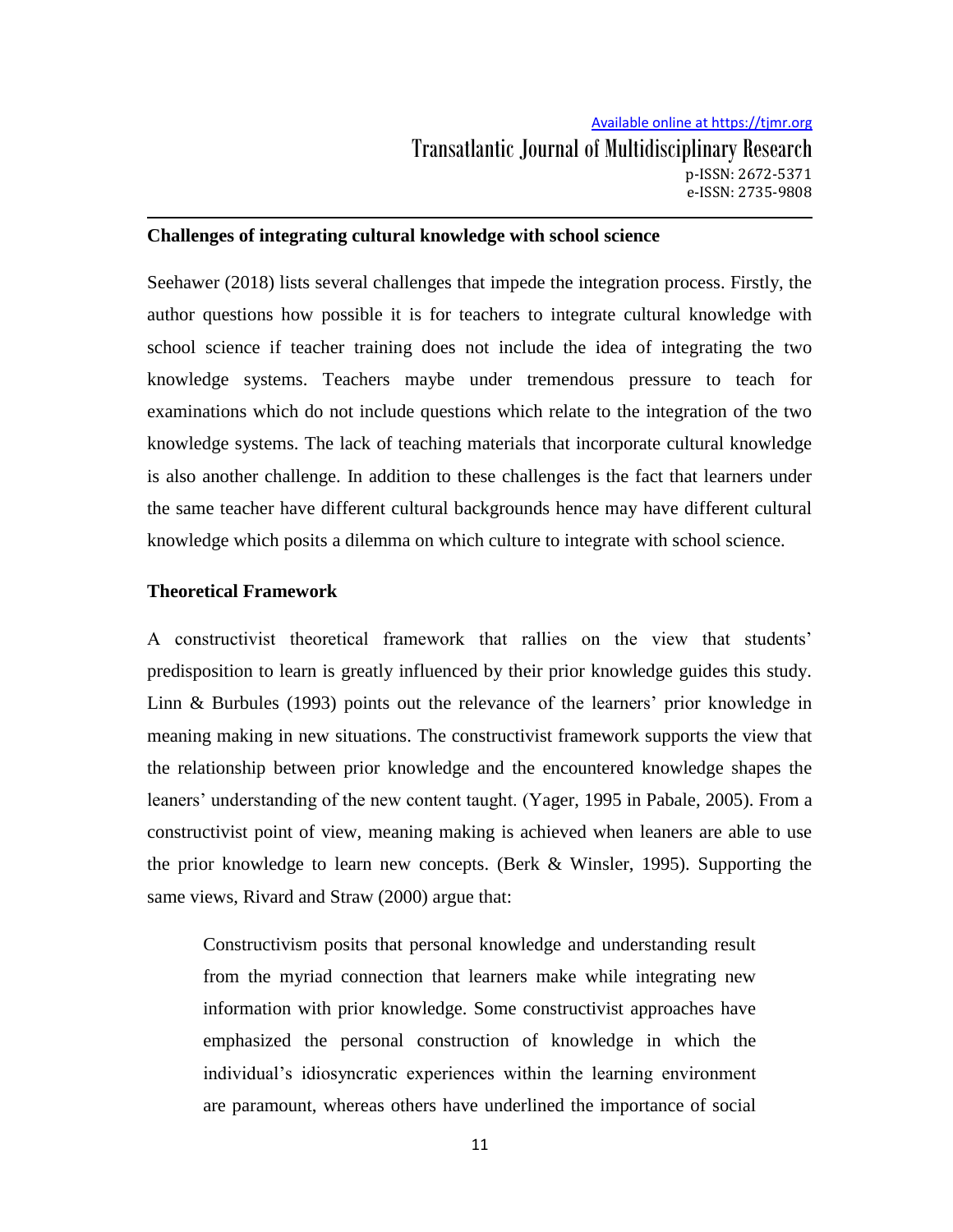## Challenges of integrating cultural knowledge with school science

Seehawer (2018) lists several challenges that impede the integration process. Firstly, the author questions how possible it is for teachers to integrate cultural knowledge with school science if teacher training does not include the idea of integrating the two knowledge systems. Teachers maybe under tremendous pressure to teach for examinations which do not include questions which relate to the integration of the two knowledge systems. The lack of teaching materials that incorporate cultural knowledge is also another challenge. In addition to these challenges is the fact that learners under the same teacher have different cultural backgrounds hence may have different cultural knowledge which posits a dilemma on which culture to integrate with school science.

## Theoretical Framework

A constructivist theoretical framework that rallies on the view that students' predisposition to learn is greatly influenced by their prior knowledge guides this study. Linn & Burbules (1993) points out the relevance of the learners' prior knowledge in meaning making in new situations. The constructivist framework supports the view that the relationship between prior knowledge and the encountered knowledge shapes the leaners' understanding of the new content taught. (Yager, 1995 in Pabale, 2005). From a constructivist point of view, meaning making is achieved when leaners are able to use the prior knowledge to learn new concepts. (Berk & Winsler, 1995). Supporting the same views, Rivard and Straw (2000) argue that:

> Constructivism posits that personal knowledge and understanding result from the myriad connection that learners make while integrating new information with prior knowledge. Some constructivist approaches have emphasized the personal construction of knowledge in which the individual's idiosyncratic experiences within the learning environment are paramount, whereas others have underlined the importance of social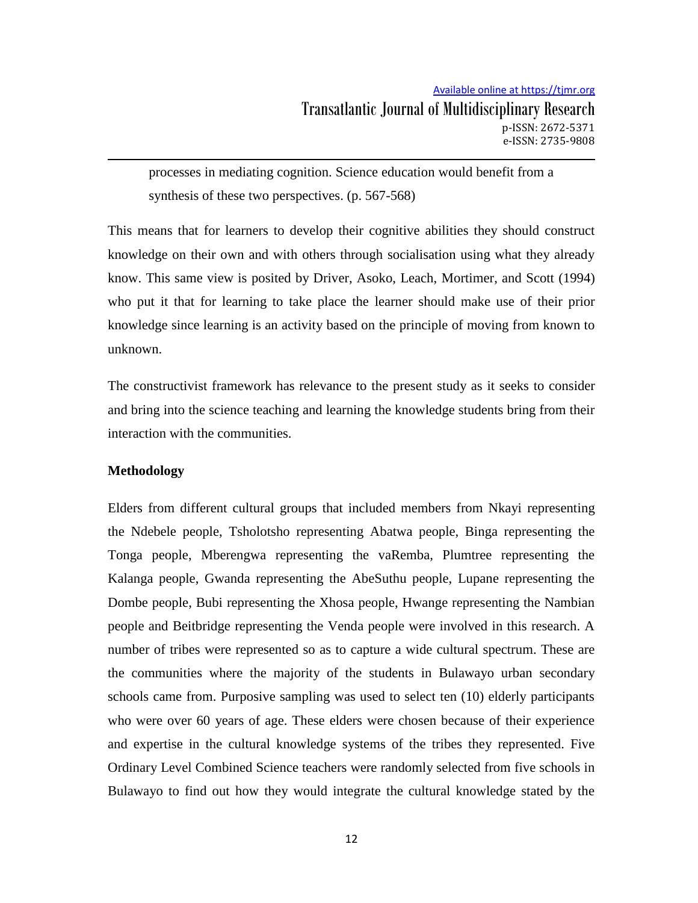processes in mediating cognition. Science education would benefit from a synthesis of these two perspectives. (p. 567-568)

This means that for learners to develop their cognitive abilities they should construct knowledge on their own and with others through socialisation using what they already know. This same view is posited by Driver, Asoko, Leach, Mortimer, and Scott (1994) who put it that for learning to take place the learner should make use of their prior knowledge since learning is an activity based on the principle of moving from known to unknown.

The constructivist framework has relevance to the present study as it seeks to consider and bring into the science teaching and learning the knowledge students bring from their interaction with the communities.

**Methodology**

Elders from different cultural groups that included members from Nkayi representing the Ndebele people, Tsholotsho representing Abatwa people, Binga representing the Tonga people, Mberengwa representing the vaRemba, Plumtree representing the Kalanga people, Gwanda representing the AbeSuthu people, Lupane representing the Dombe people, Bubi representing the Xhosa people, Hwange representing the Nambian people and Beitbridge representing the Venda people were involved in this research. A number of tribes were represented so as to capture a wide cultural spectrum. These are the communities where the majority of the students in Bulawayo urban secondary schools came from. Purposive sampling was used to select ten (10) elderly participants who were over 60 years of age. These elders were chosen because of their experience and expertise in the cultural knowledge systems of the tribes they represented. Five Ordinary Level Combined Science teachers were randomly selected from five schools in Bulawayo to find out how they would integrate the cultural knowledge stated by the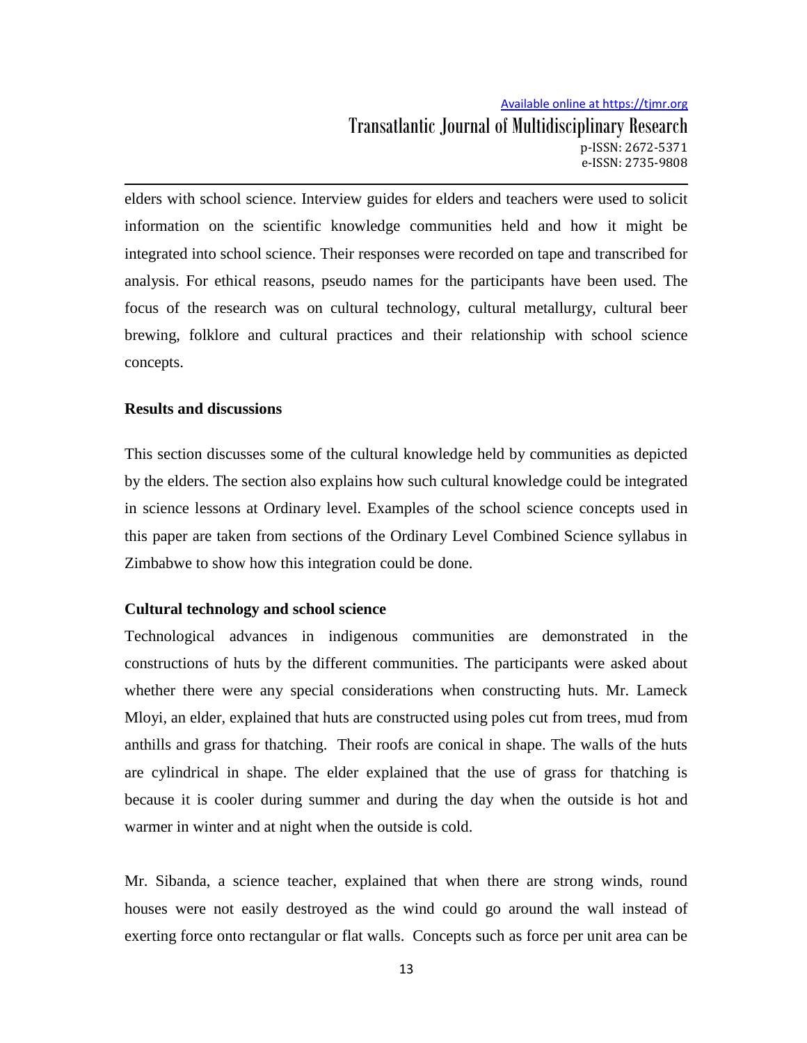elders with school science. Interview guides for elders and teachers were used to solicit information on the scientific knowledge communities held and how it might be integrated into school science. Their responses were recorded on tape and transcribed for analysis. For ethical reasons, pseudo names for the participants have been used. The focus of the research was on cultural technology, cultural metallurgy, cultural beer brewing, folklore and cultural practices and their relationship with school science concepts.

## Results and discussions

This section discusses some of the cultural knowledge held by communities as depicted by the elders. The section also explains how such cultural knowledge could be integrated in science lessons at Ordinary level. Examples of the school science concepts used in this paper are taken from sections of the Ordinary Level Combined Science syllabus in Zimbabwe to show how this integration could be done.

### Cultural technology and school science

Technological advances in indigenous communities are demonstrated in the constructions of huts by the different communities. The participants were asked about whether there were any special considerations when constructing huts. Mr. Lameck Mloyi, an elder, explained that huts are constructed using poles cut from trees, mud from anthills and grass for thatching. Their roofs are conical in shape. The walls of the huts are cylindrical in shape. The elder explained that the use of grass for thatching is because it is cooler during summer and during the day when the outside is hot and warmer in winter and at night when the outside is cold.

Mr. Sibanda, a science teacher, explained that when there are strong winds, round houses were not easily destroyed as the wind could go around the wall instead of exerting force onto rectangular or flat walls. Concepts such as force per unit area can be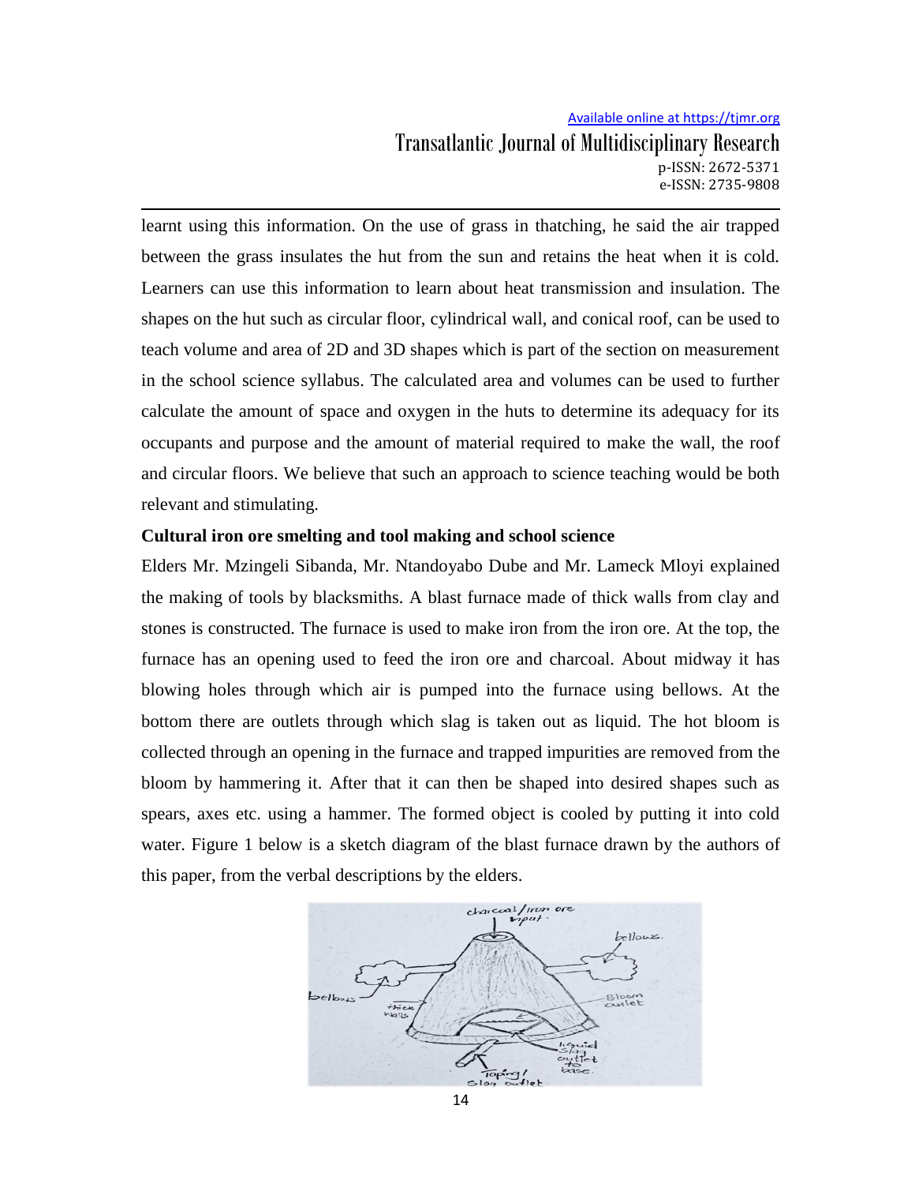learnt using this information. On the use of grass in thatching, he said the air trapped between the grass insulates the hut from the sun and retains the heat when it is cold. Learners can use this information to learn about heat transmission and insulation. The shapes on the hut such as circular floor, cylindrical wall, and conical roof, can be used to teach volume and area of 2D and 3D shapes which is part of the section on measurement in the school science syllabus. The calculated area and volumes can be used to further calculate the amount of space and oxygen in the huts to determine its adequacy for its occupants and purpose and the amount of material required to make the wall, the roof and circular floors. We believe that such an approach to science teaching would be both relevant and stimulating.

**Cultural iron ore smelting and tool making and school science**

Elders Mr. Mzingeli Sibanda, Mr. Ntandoyabo Dube and Mr. Lameck Mloyi explained the making of tools by blacksmiths. A blast furnace made of thick walls from clay and stones is constructed. The furnace is used to make iron from the iron ore. At the top, the furnace has an opening used to feed the iron ore and charcoal. About midway it has blowing holes through which air is pumped into the furnace using bellows. At the bottom there are outlets through which slag is taken out as liquid. The hot bloom is collected through an opening in the furnace and trapped impurities are removed from the bloom by hammering it. After that it can then be shaped into desired shapes such as spears, axes etc. using a hammer. The formed object is cooled by putting it into cold water. Figure 1 below is a sketch diagram of the blast furnace drawn by the authors of this paper, from the verbal descriptions by the elders.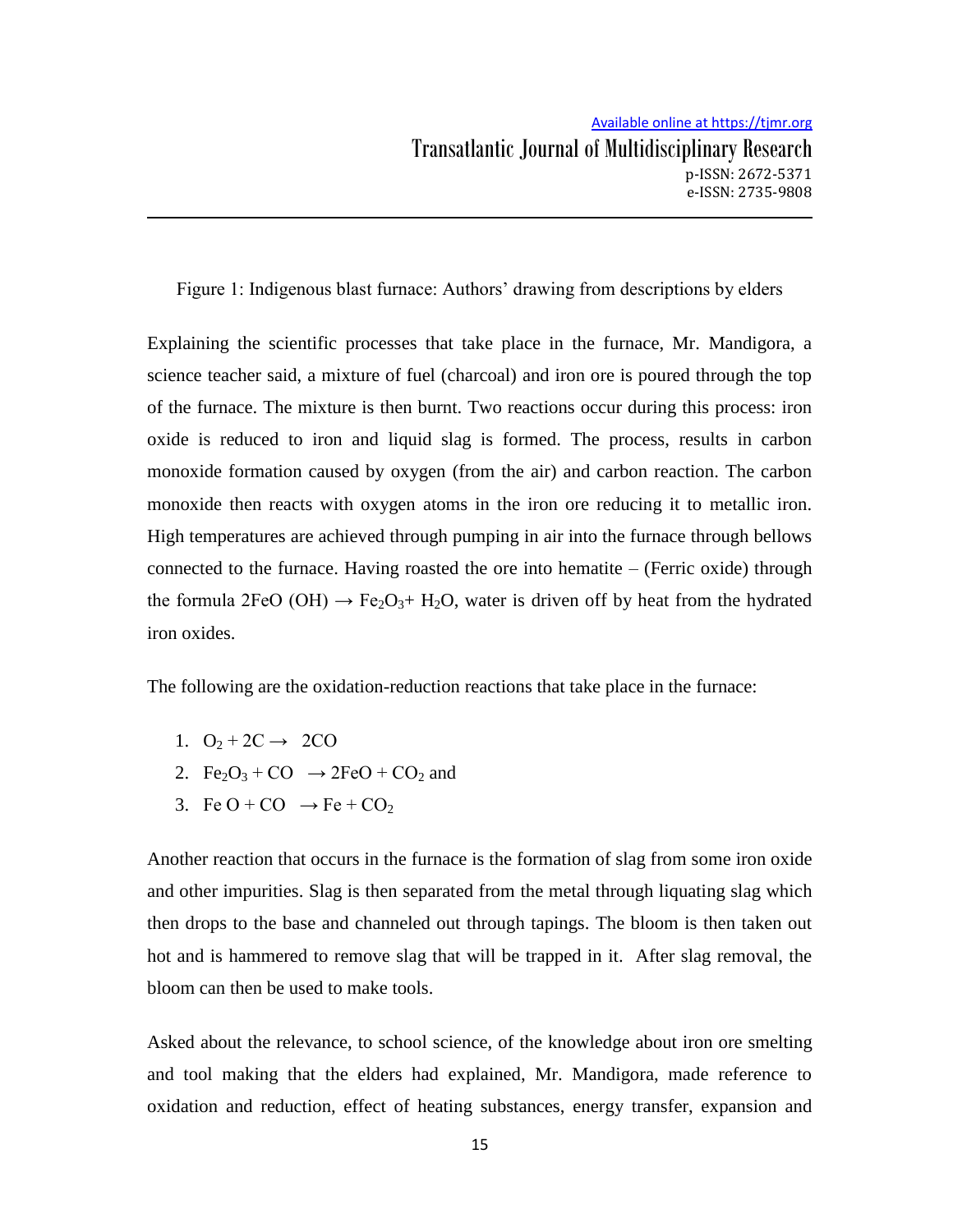Figure 1: Indigenous blast furnace: Authors' drawing from descriptions by elders

Explaining the scientific processes that take place in the furnace, Mr. Mandigora, a science teacher said, a mixture of fuel (charcoal) and iron ore is poured through the top of the furnace. The mixture is then burnt. Two reactions occur during this process: iron oxide is reduced to iron and liquid slag is formed. The process, results in carbon monoxide formation caused by oxygen (from the air) and carbon reaction. The carbon monoxide then reacts with oxygen atoms in the iron ore reducing it to metallic iron. High temperatures are achieved through pumping in air into the furnace through bellows connected to the furnace. Having roasted the ore into hematite – (Ferric oxide) through the formula $2FeO(OH) \rightarrow Fe_2O_3 + H_2O$, water is driven off by heat from the hydrated iron oxides.

The following are the oxidation-reduction reactions that take place in the furnace:

1. $O_2 + 2C \rightarrow 2CO$
2. $Fe_2O_3 + CO \rightarrow 2FeO + CO_2$ and
3. $FeO + CO \rightarrow Fe + CO_2$

Another reaction that occurs in the furnace is the formation of slag from some iron oxide and other impurities. Slag is then separated from the metal through liquating slag which then drops to the base and channeled out through tapings. The bloom is then taken out hot and is hammered to remove slag that will be trapped in it. After slag removal, the bloom can then be used to make tools.

Asked about the relevance, to school science, of the knowledge about iron ore smelting and tool making that the elders had explained, Mr. Mandigora, made reference to oxidation and reduction, effect of heating substances, energy transfer, expansion and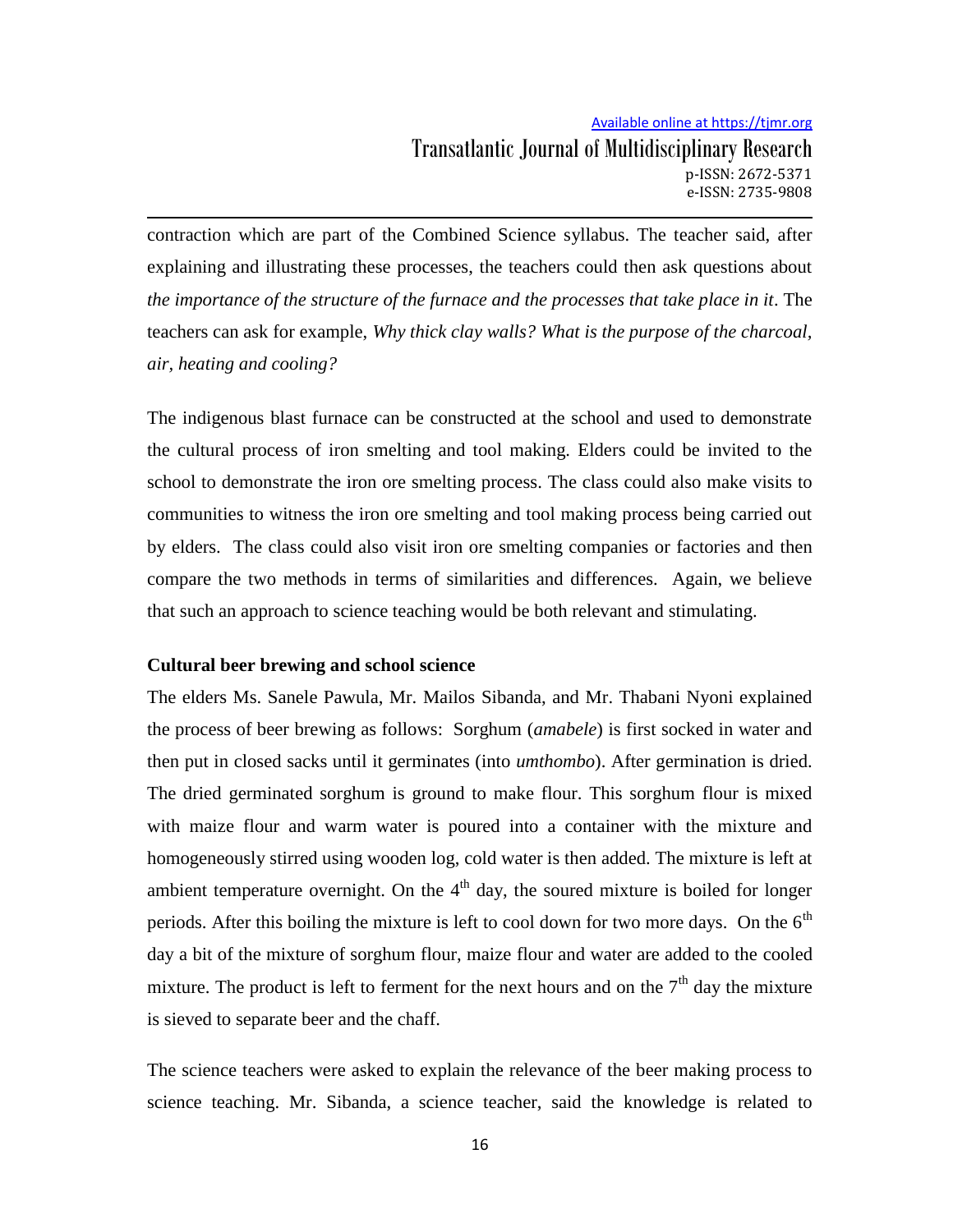contraction which are part of the Combined Science syllabus. The teacher said, after explaining and illustrating these processes, the teachers could then ask questions about *the importance of the structure of the furnace and the processes that take place in it*. The teachers can ask for example, *Why thick clay walls? What is the purpose of the charcoal, air, heating and cooling?*

The indigenous blast furnace can be constructed at the school and used to demonstrate the cultural process of iron smelting and tool making. Elders could be invited to the school to demonstrate the iron ore smelting process. The class could also make visits to communities to witness the iron ore smelting and tool making process being carried out by elders. The class could also visit iron ore smelting companies or factories and then compare the two methods in terms of similarities and differences. Again, we believe that such an approach to science teaching would be both relevant and stimulating.

**Cultural beer brewing and school science**

The elders Ms. Sanele Pawula, Mr. Mailos Sibanda, and Mr. Thabani Nyoni explained the process of beer brewing as follows: Sorghum (*amabele*) is first socked in water and then put in closed sacks until it germinates (into *umthombo*). After germination is dried. The dried germinated sorghum is ground to make flour. This sorghum flour is mixed with maize flour and warm water is poured into a container with the mixture and homogeneously stirred using wooden log, cold water is then added. The mixture is left at ambient temperature overnight. On the 4th day, the soured mixture is boiled for longer periods. After this boiling the mixture is left to cool down for two more days. On the 6th day a bit of the mixture of sorghum flour, maize flour and water are added to the cooled mixture. The product is left to ferment for the next hours and on the 7th day the mixture is sieved to separate beer and the chaff.

The science teachers were asked to explain the relevance of the beer making process to science teaching. Mr. Sibanda, a science teacher, said the knowledge is related to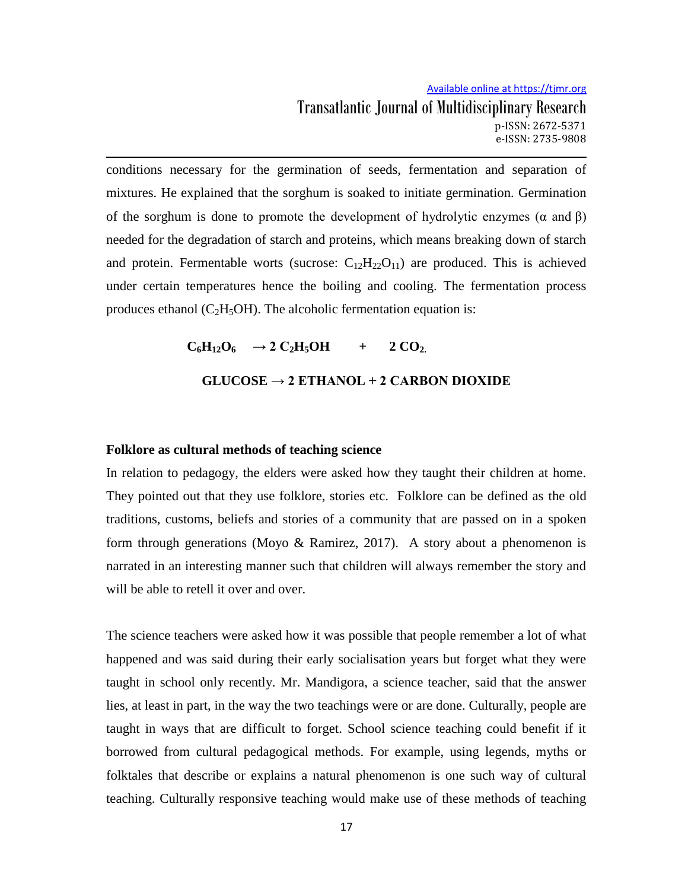conditions necessary for the germination of seeds, fermentation and separation of mixtures. He explained that the sorghum is soaked to initiate germination. Germination of the sorghum is done to promote the development of hydrolytic enzymes (α and β) needed for the degradation of starch and proteins, which means breaking down of starch and protein. Fermentable worts (sucrose: $C_{12}H_{22}O_{11}$) are produced. This is achieved under certain temperatures hence the boiling and cooling. The fermentation process produces ethanol ($C_2H_5OH$). The alcoholic fermentation equation is:

$$C_6H_{12}O_6 \rightarrow 2\ C_2H_5OH + 2\ CO_2$$

**GLUCOSE → 2 ETHANOL + 2 CARBON DIOXIDE**

**Folklore as cultural methods of teaching science**

In relation to pedagogy, the elders were asked how they taught their children at home. They pointed out that they use folklore, stories etc. Folklore can be defined as the old traditions, customs, beliefs and stories of a community that are passed on in a spoken form through generations (Moyo & Ramirez, 2017). A story about a phenomenon is narrated in an interesting manner such that children will always remember the story and will be able to retell it over and over.

The science teachers were asked how it was possible that people remember a lot of what happened and was said during their early socialisation years but forget what they were taught in school only recently. Mr. Mandigora, a science teacher, said that the answer lies, at least in part, in the way the two teachings were or are done. Culturally, people are taught in ways that are difficult to forget. School science teaching could benefit if it borrowed from cultural pedagogical methods. For example, using legends, myths or folktales that describe or explains a natural phenomenon is one such way of cultural teaching. Culturally responsive teaching would make use of these methods of teaching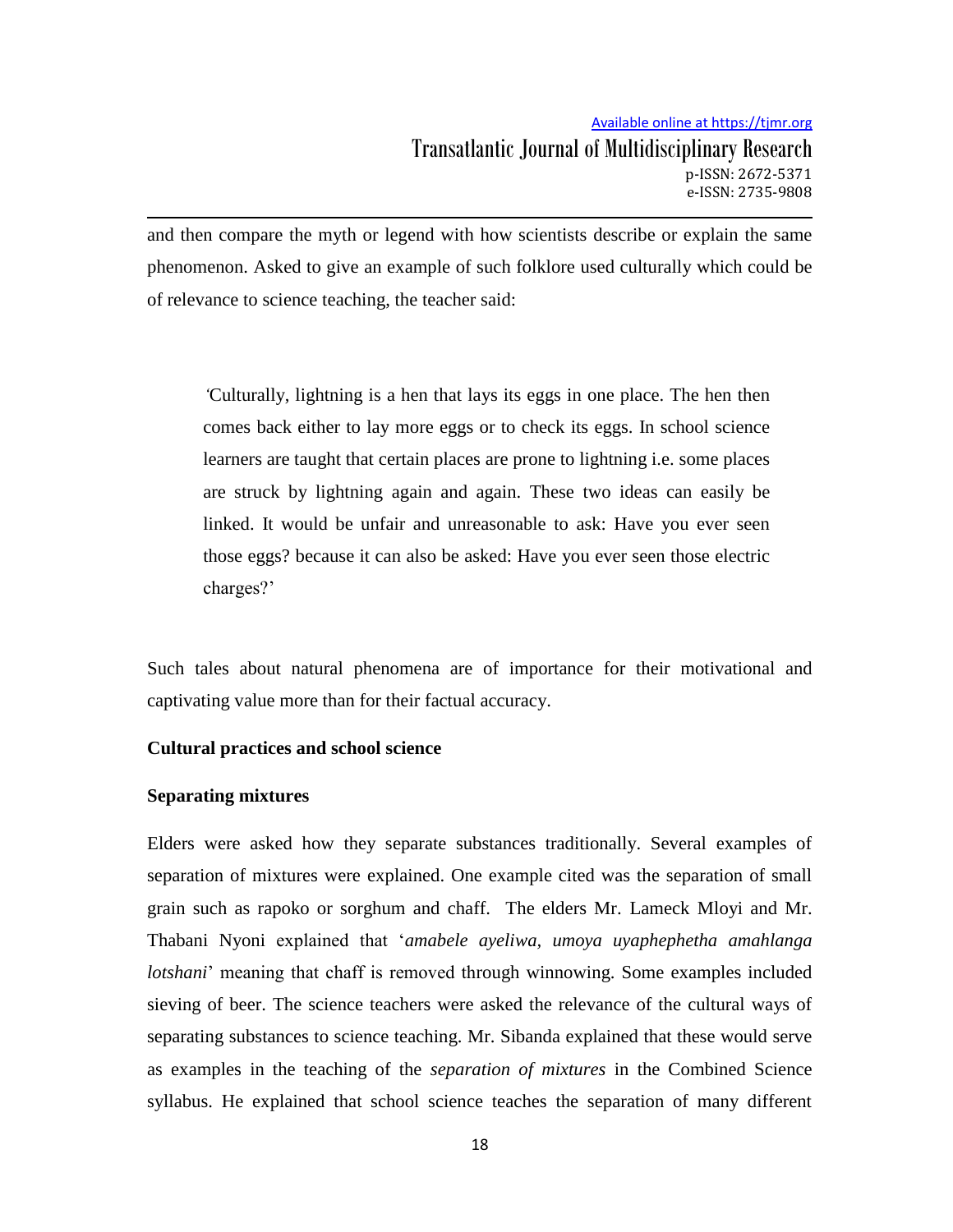and then compare the myth or legend with how scientists describe or explain the same phenomenon. Asked to give an example of such folklore used culturally which could be of relevance to science teaching, the teacher said:

> 'Culturally, lightning is a hen that lays its eggs in one place. The hen then comes back either to lay more eggs or to check its eggs. In school science learners are taught that certain places are prone to lightning i.e. some places are struck by lightning again and again. These two ideas can easily be linked. It would be unfair and unreasonable to ask: Have you ever seen those eggs? because it can also be asked: Have you ever seen those electric charges?'

Such tales about natural phenomena are of importance for their motivational and captivating value more than for their factual accuracy.

**Cultural practices and school science**

**Separating mixtures**

Elders were asked how they separate substances traditionally. Several examples of separation of mixtures were explained. One example cited was the separation of small grain such as rapoko or sorghum and chaff. The elders Mr. Lameck Mloyi and Mr. Thabani Nyoni explained that '*amabele ayeliwa, umoya uyaphephetha amahlanga lotshani*' meaning that chaff is removed through winnowing. Some examples included sieving of beer. The science teachers were asked the relevance of the cultural ways of separating substances to science teaching. Mr. Sibanda explained that these would serve as examples in the teaching of the *separation of mixtures* in the Combined Science syllabus. He explained that school science teaches the separation of many different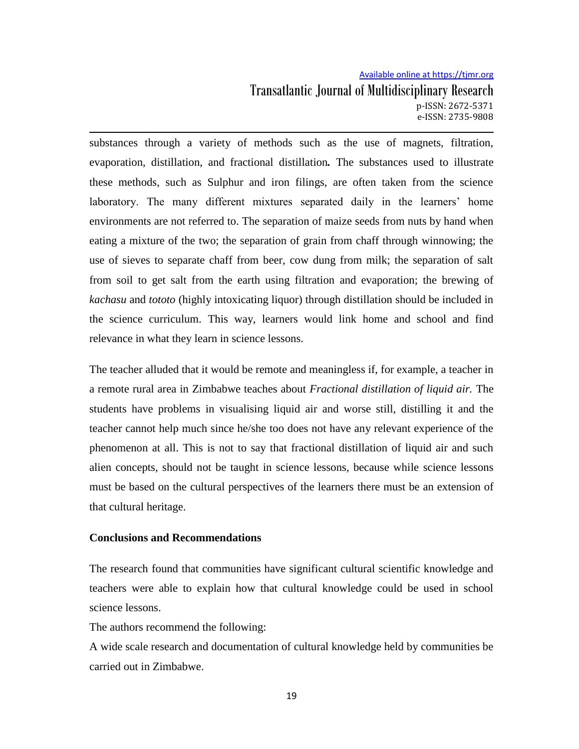substances through a variety of methods such as the use of magnets, filtration, evaporation, distillation, and fractional distillation**.** The substances used to illustrate these methods, such as Sulphur and iron filings, are often taken from the science laboratory. The many different mixtures separated daily in the learners' home environments are not referred to. The separation of maize seeds from nuts by hand when eating a mixture of the two; the separation of grain from chaff through winnowing; the use of sieves to separate chaff from beer, cow dung from milk; the separation of salt from soil to get salt from the earth using filtration and evaporation; the brewing of *kachasu* and *tototo* (highly intoxicating liquor) through distillation should be included in the science curriculum. This way, learners would link home and school and find relevance in what they learn in science lessons.

The teacher alluded that it would be remote and meaningless if, for example, a teacher in a remote rural area in Zimbabwe teaches about *Fractional distillation of liquid air.* The students have problems in visualising liquid air and worse still, distilling it and the teacher cannot help much since he/she too does not have any relevant experience of the phenomenon at all. This is not to say that fractional distillation of liquid air and such alien concepts, should not be taught in science lessons, because while science lessons must be based on the cultural perspectives of the learners there must be an extension of that cultural heritage.

**Conclusions and Recommendations**

The research found that communities have significant cultural scientific knowledge and teachers were able to explain how that cultural knowledge could be used in school science lessons.

The authors recommend the following:

A wide scale research and documentation of cultural knowledge held by communities be carried out in Zimbabwe.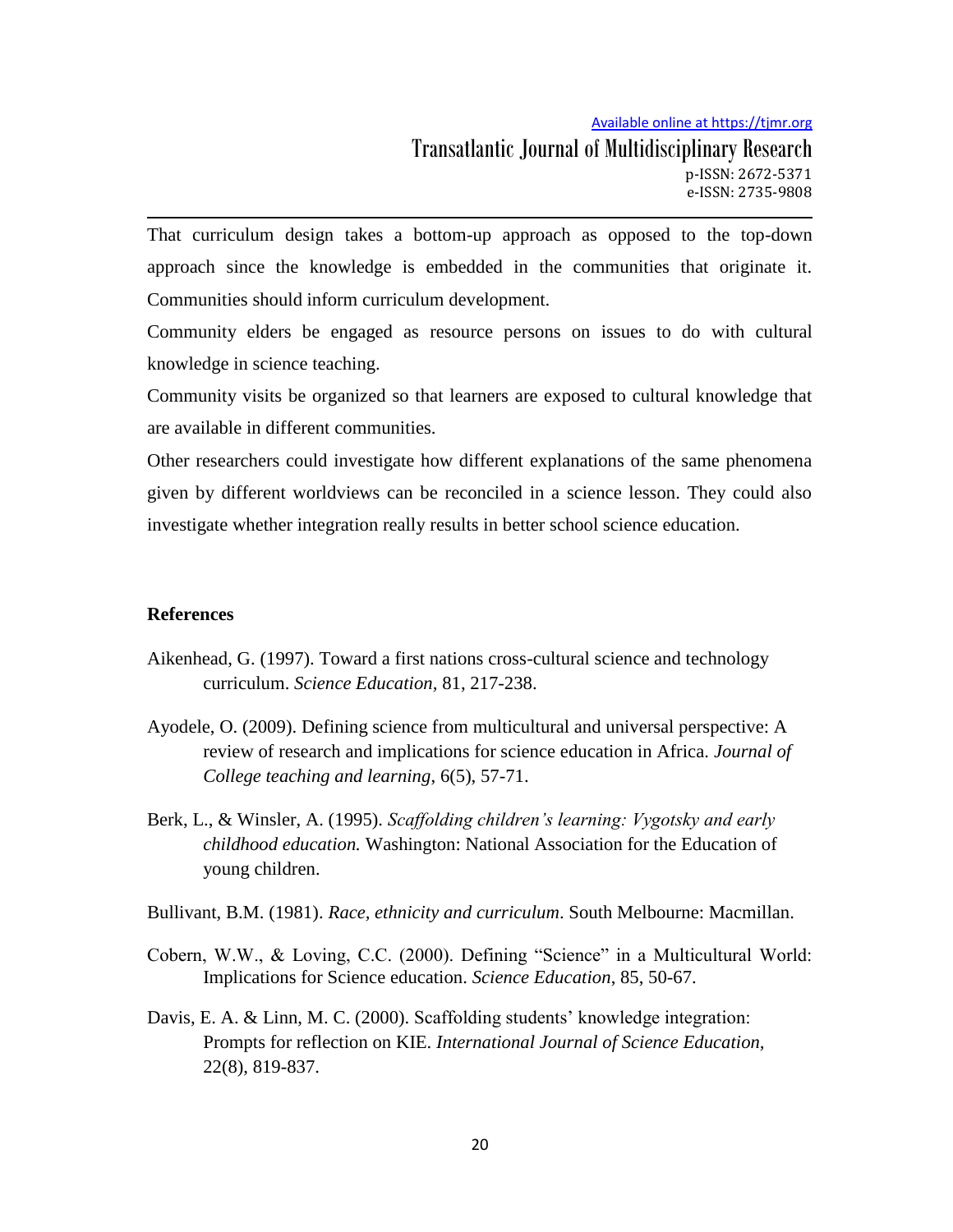That curriculum design takes a bottom-up approach as opposed to the top-down approach since the knowledge is embedded in the communities that originate it. Communities should inform curriculum development.

Community elders be engaged as resource persons on issues to do with cultural knowledge in science teaching.

Community visits be organized so that learners are exposed to cultural knowledge that are available in different communities.

Other researchers could investigate how different explanations of the same phenomena given by different worldviews can be reconciled in a science lesson. They could also investigate whether integration really results in better school science education.

## References

Aikenhead, G. (1997). Toward a first nations cross-cultural science and technology curriculum. *Science Education*, 81, 217-238.

Ayodele, O. (2009). Defining science from multicultural and universal perspective: A review of research and implications for science education in Africa. *Journal of College teaching and learning*, 6(5), 57-71.

Berk, L., & Winsler, A. (1995). *Scaffolding children's learning: Vygotsky and early childhood education.* Washington: National Association for the Education of young children.

Bullivant, B.M. (1981). *Race, ethnicity and curriculum*. South Melbourne: Macmillan.

Cobern, W.W., & Loving, C.C. (2000). Defining "Science" in a Multicultural World: Implications for Science education. *Science Education*, 85, 50-67.

Davis, E. A. & Linn, M. C. (2000). Scaffolding students' knowledge integration: Prompts for reflection on KIE. *International Journal of Science Education*, 22(8), 819-837.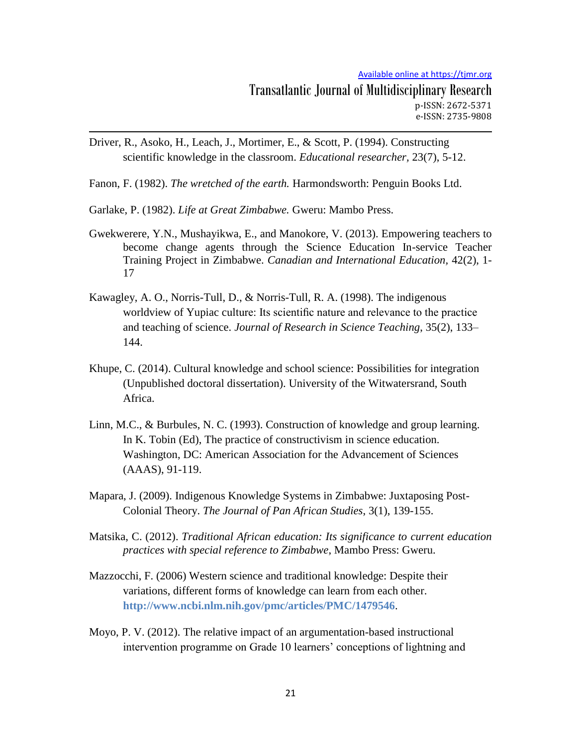Driver, R., Asoko, H., Leach, J., Mortimer, E., & Scott, P. (1994). Constructing scientific knowledge in the classroom. *Educational researcher*, 23(7), 5-12.

Fanon, F. (1982). *The wretched of the earth.* Harmondsworth: Penguin Books Ltd.

Garlake, P. (1982). *Life at Great Zimbabwe.* Gweru: Mambo Press.

Gwekwerere, Y.N., Mushayikwa, E., and Manokore, V. (2013). Empowering teachers to become change agents through the Science Education In-service Teacher Training Project in Zimbabwe. *Canadian and International Education*, 42(2), 1-17

Kawagley, A. O., Norris-Tull, D., & Norris-Tull, R. A. (1998). The indigenous worldview of Yupiac culture: Its scientific nature and relevance to the practice and teaching of science. *Journal of Research in Science Teaching*, 35(2), 133–144.

Khupe, C. (2014). Cultural knowledge and school science: Possibilities for integration (Unpublished doctoral dissertation). University of the Witwatersrand, South Africa.

Linn, M.C., & Burbules, N. C. (1993). Construction of knowledge and group learning. In K. Tobin (Ed), The practice of constructivism in science education. Washington, DC: American Association for the Advancement of Sciences (AAAS), 91-119.

Mapara, J. (2009). Indigenous Knowledge Systems in Zimbabwe: Juxtaposing Post-Colonial Theory. *The Journal of Pan African Studies*, 3(1), 139-155.

Matsika, C. (2012). *Traditional African education: Its significance to current education practices with special reference to Zimbabwe*, Mambo Press: Gweru.

Mazzocchi, F. (2006) Western science and traditional knowledge: Despite their variations, different forms of knowledge can learn from each other. **http://www.ncbi.nlm.nih.gov/pmc/articles/PMC/1479546**.

Moyo, P. V. (2012). The relative impact of an argumentation-based instructional intervention programme on Grade 10 learners' conceptions of lightning and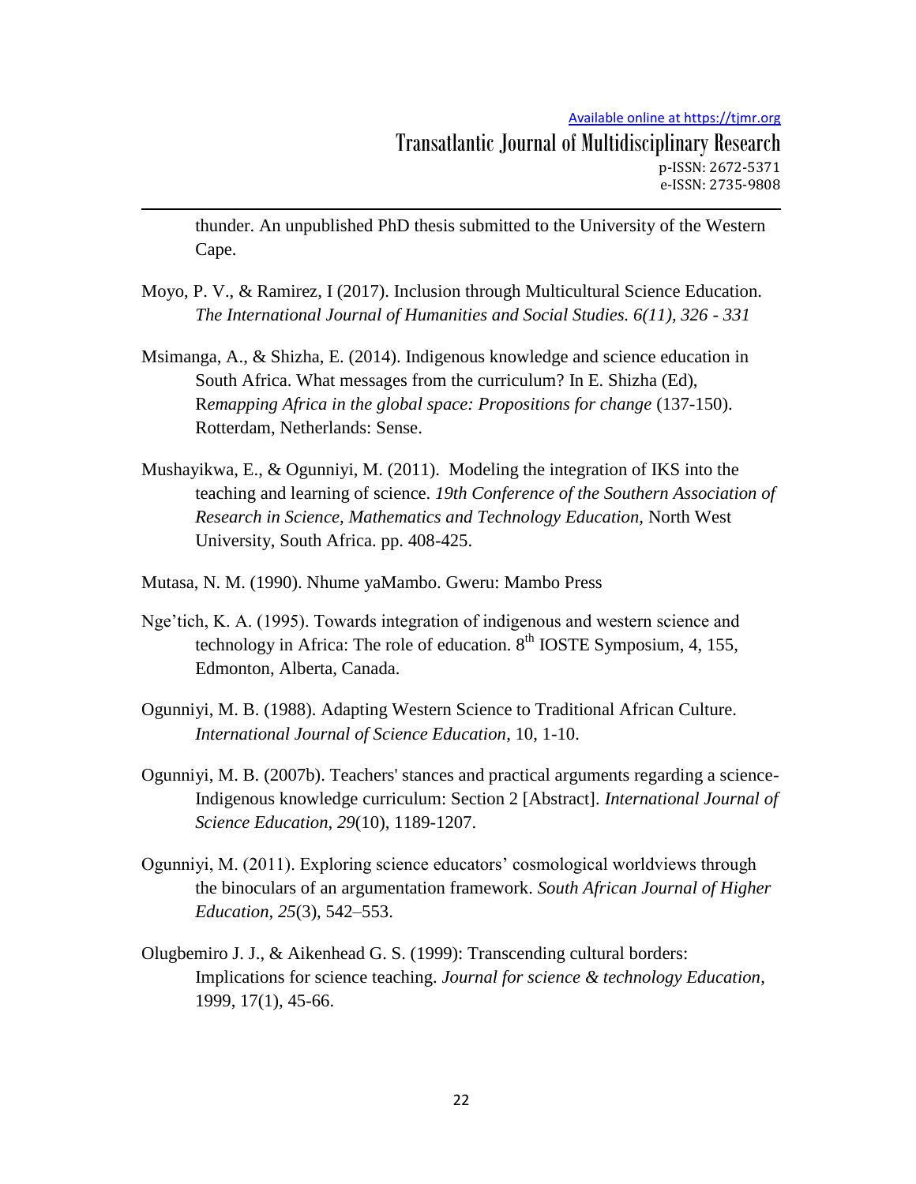thunder. An unpublished PhD thesis submitted to the University of the Western Cape.

Moyo, P. V., & Ramirez, I (2017). Inclusion through Multicultural Science Education. *The International Journal of Humanities and Social Studies. 6(11), 326 - 331*

Msimanga, A., & Shizha, E. (2014). Indigenous knowledge and science education in South Africa. What messages from the curriculum? In E. Shizha (Ed), R*emapping Africa in the global space: Propositions for change* (137-150). Rotterdam, Netherlands: Sense.

Mushayikwa, E., & Ogunniyi, M. (2011). Modeling the integration of IKS into the teaching and learning of science. *19th Conference of the Southern Association of Research in Science, Mathematics and Technology Education*, North West University, South Africa. pp. 408-425.

Mutasa, N. M. (1990). Nhume yaMambo. Gweru: Mambo Press

Nge'tich, K. A. (1995). Towards integration of indigenous and western science and technology in Africa: The role of education. 8th IOSTE Symposium, 4, 155, Edmonton, Alberta, Canada.

Ogunniyi, M. B. (1988). Adapting Western Science to Traditional African Culture. *International Journal of Science Education*, 10, 1-10.

Ogunniyi, M. B. (2007b). Teachers' stances and practical arguments regarding a science-Indigenous knowledge curriculum: Section 2 [Abstract]. *International Journal of Science Education*, *29*(10), 1189-1207.

Ogunniyi, M. (2011). Exploring science educators' cosmological worldviews through the binoculars of an argumentation framework. *South African Journal of Higher Education, 25*(3), 542–553.

Olugbemiro J. J., & Aikenhead G. S. (1999): Transcending cultural borders: Implications for science teaching. *Journal for science & technology Education*, 1999, 17(1), 45-66.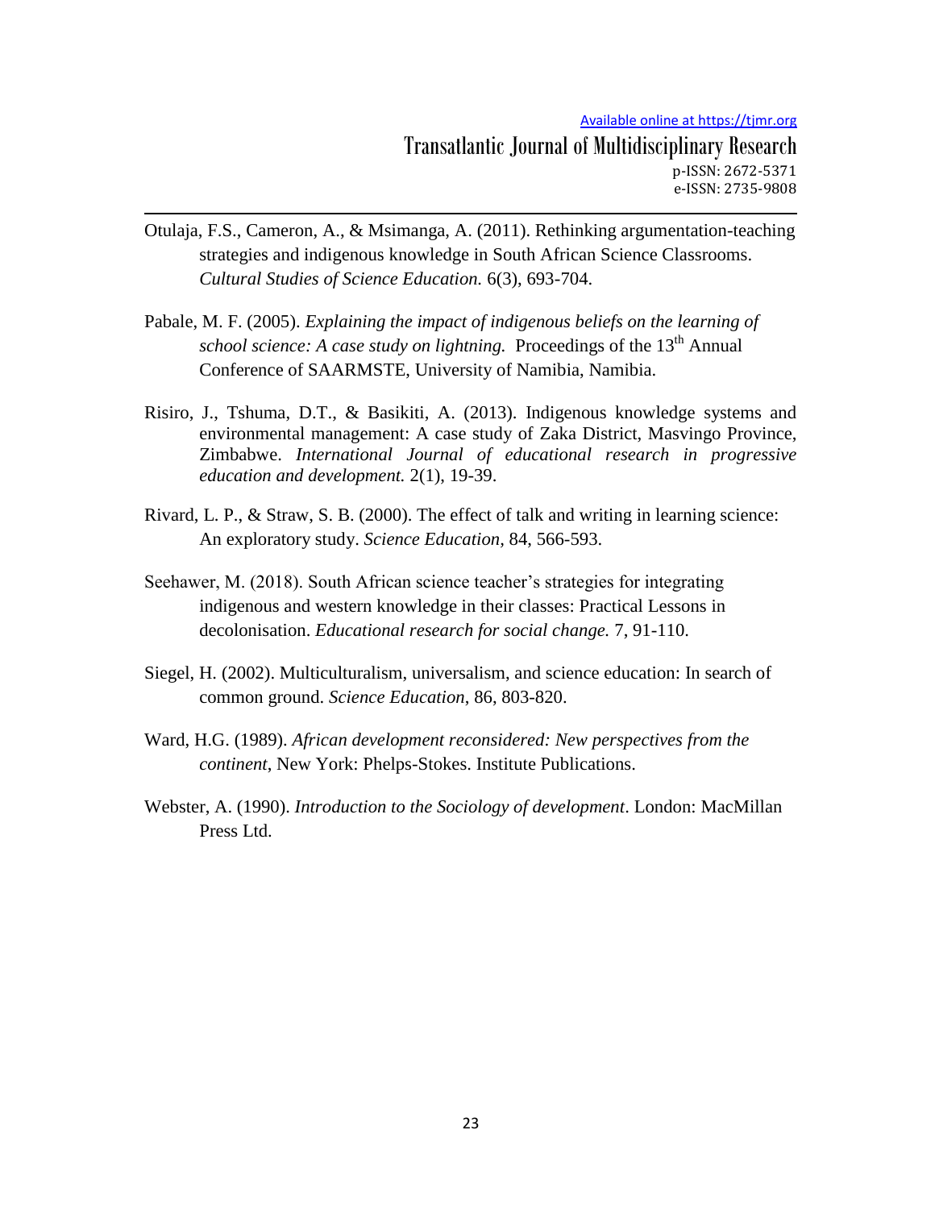Otulaja, F.S., Cameron, A., & Msimanga, A. (2011). Rethinking argumentation-teaching strategies and indigenous knowledge in South African Science Classrooms. *Cultural Studies of Science Education.* 6(3), 693-704.

Pabale, M. F. (2005). *Explaining the impact of indigenous beliefs on the learning of school science: A case study on lightning.* Proceedings of the 13th Annual Conference of SAARMSTE, University of Namibia, Namibia.

Risiro, J., Tshuma, D.T., & Basikiti, A. (2013). Indigenous knowledge systems and environmental management: A case study of Zaka District, Masvingo Province, Zimbabwe. *International Journal of educational research in progressive education and development.* 2(1), 19-39.

Rivard, L. P., & Straw, S. B. (2000). The effect of talk and writing in learning science: An exploratory study. *Science Education,* 84, 566-593.

Seehawer, M. (2018). South African science teacher's strategies for integrating indigenous and western knowledge in their classes: Practical Lessons in decolonisation. *Educational research for social change.* 7, 91-110.

Siegel, H. (2002). Multiculturalism, universalism, and science education: In search of common ground. *Science Education*, 86, 803-820.

Ward, H.G. (1989). *African development reconsidered: New perspectives from the continent*, New York: Phelps-Stokes. Institute Publications.

Webster, A. (1990). *Introduction to the Sociology of development*. London: MacMillan Press Ltd.